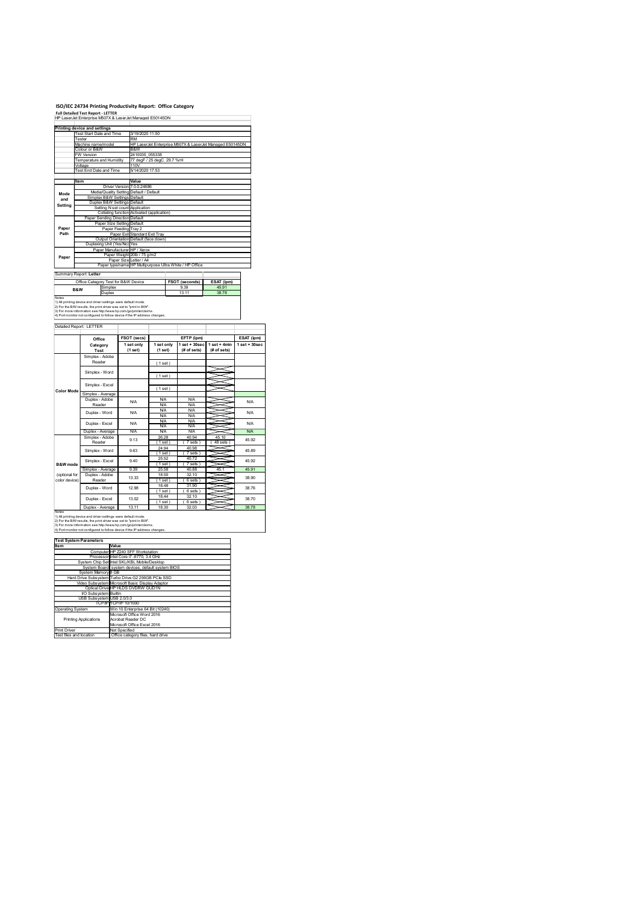# ISO/IEC 24734 Printing Productivity Report: Office Category

**Full Detailed Test Report - LETTER**

HP LaserJet Enterprise M507X & LaserJet Managed E50145DN

| Printing device and settings | |
|---|---|
| Test Start Date and Time | 3/19/2020 11:50 |
| Tester | RM |
| Machine name/model | HP LaserJet Enterprise M507X & LaserJet Managed E50145DN |
| Colour or B&W | B&W |
| FW Version | 2410035_055338 |
| Temperature and Humidity | 77 degF / 25 degC 29.7 %rH |
| Voltage | 110V |
| Test End Date and Time | 5/14/2020 17:53 |

| | Item | Value |
|---|---|---|
| Mode and Setting | Driver Version | 7.0.0.24696 |
| | Media/Quality Setting | Default / Default |
| | Simplex B&W Settings | Default |
| | Duplex B&W Settings | Default |
| | Setting N set count | Application |
| | Collating function | Activated (application) |
| Paper Path | Paper Sending Direction | Default |
| | Paper Size Setting | Default |
| | Paper Feeding | Tray 2 |
| | Paper Exit | Standard Exit Tray |
| | Output Orientation | Default (face down) |
| | Duplexing Unit (Yes/No) | Yes |
| Paper | Paper Manufacturer | HP / Xerox |
| | Paper Weight | 20lb / 75 g/m2 |
| | Paper Size | Letter / A4 |
| | Paper type/name | HP Multipurpose Ultra White / HP Office |

Summary Report: **Letter**

| Office Category Test for B&W Device | | FSOT (seconds) | ESAT (ipm) |
|---|---|---|---|
| B&W | Simplex | 9.39 | 45.91 |
| | Duplex | 13.11 | 38.78 |

Notes
1) All printing device and driver settings were default mode.
2) For the B/W results, the print driver was set to "print in B/W".
3) For more information see http://www.hp.com/go/printerclaims.
4) Port monitor not configured to follow device if the IP address changes.

Detailed Report: LETTER

| | Office Category Test | FSOT (secs) 1 set only (1 set) | EFTP (ipm) 1 set only (1 set) | EFTP (ipm) 1 set + 30sec (# of sets) | EFTP (ipm) 1 set + 4min (# of sets) | ESAT (ipm) 1 set + 30sec |
|---|---|---|---|---|---|---|
| Color Mode | Simplex - Adobe Reader | | (1 set) | | | |
| | Simplex - Word | | (1 set) | | | |
| | Simplex - Excel | | (1 set) | | | |
| | Simplex - Average | | | | | |
| | Duplex - Adobe Reader | N/A | N/A<br>N/A | N/A<br>N/A | | N/A |
| | Duplex - Word | N/A | N/A<br>N/A | N/A<br>N/A | | N/A |
| | Duplex - Excel | N/A | N/A<br>N/A | N/A<br>N/A | | N/A |
| | Duplex - Average | N/A | N/A | N/A | | N/A |
| B&W mode (optional for color device) | Simplex - Adobe Reader | 9.13 | 26.28<br>(1 set) | 40.94<br>(7 sets) | 45.10<br>(48 sets) | 45.92 |
| | Simplex - Word | 9.63 | 24.94<br>(1 set) | 40.98<br>(7 sets) | | 45.89 |
| | Simplex - Excel | 9.40 | 25.52<br>(1 set) | 40.72<br>(7 sets) | | 45.92 |
| | Simplex - Average | 9.39 | 25.58 | 40.88 | 45.1 | 45.91 |
| | Duplex - Adobe Reader | 13.33 | 18.00<br>(1 set) | 32.10<br>(6 sets) | | 38.90 |
| | Duplex - Word | 12.98 | 18.48<br>(1 set) | 31.90<br>(6 sets) | | 38.76 |
| | Duplex - Excel | 13.02 | 18.44<br>(1 set) | 32.10<br>(6 sets) | | 38.70 |
| | Duplex - Average | 13.11 | 18.30 | 32.03 | | 38.78 |

Notes
1) All printing device and driver settings were default mode.
2) For the B/W results, the print driver was set to "print in B/W".
3) For more information see http://www.hp.com/go/printerclaims.
4) Port monitor not configured to follow device if the IP address changes.

| Test System Parameters | |
|---|---|
| **Item** | **Value** |
| Computer | HP Z240 SFF Workstation |
| Processor | Intel Core i7 -6770, 3.4 GHz |
| System Chip Set | Intel SKL/KBL Mobile/Desktop |
| System Board | system devices, default system BIOS |
| System Memory | 8 GB |
| Hard Drive Subsystem | Turbo Drive G2 256GB PCIe SSD |
| Video Subsystem | Microsoft Basic Display Adaptor |
| Optical Drive | HP HLDS DVDRW GUD1N |
| I/O Subsystem | Builtin |
| USB Subsystem | USB 2.0/3.0 |
| TCP/IP | TCP/IP 10/1000 |
| Operating System | Win 10 Enterprise 64 Bit (10240) |
| Printing Applications | Microsoft Office Word 2016<br>Acrobat Reader DC<br>Microsoft Office Excel 2016 |
| Print Driver | Not Specified |
| Test files and location | Office category files, hard drive |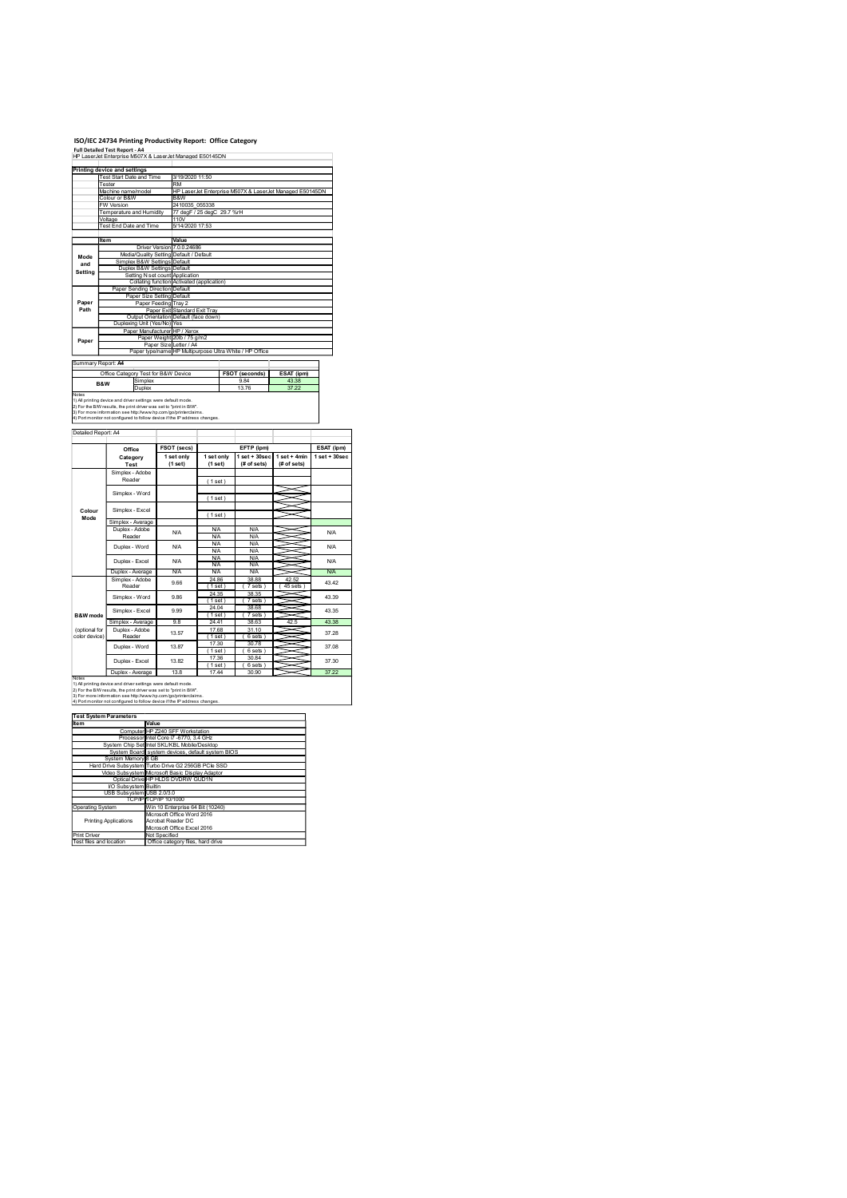# ISO/IEC 24734 Printing Productivity Report: Office Category

**Full Detailed Test Report - A4**

HP LaserJet Enterprise M507X & LaserJet Managed E50145DN

| Printing device and settings | |
|---|---|
| Test Start Date and Time | 3/19/2020 11:50 |
| Tester | RM |
| Machine name/model | HP LaserJet Enterprise M507X & LaserJet Managed E50145DN |
| Colour or B&W | B&W |
| FW Version | 2410035_055338 |
| Temperature and Humidity | 77 degF / 25 degC 29.7 %rH |
| Voltage | 110V |
| Test End Date and Time | 5/14/2020 17:53 |

| | Item | Value |
|---|---|---|
| Mode and Setting | Driver Version | 7.0.0.24696 |
| | Media/Quality Setting | Default / Default |
| | Simplex B&W Settings | Default |
| | Duplex B&W Settings | Default |
| | Setting N set count | Application |
| | Collating function | Activated (application) |
| Paper Path | Paper Sending Direction | Default |
| | Paper Size Setting | Default |
| | Paper Feeding | Tray 2 |
| | Paper Exit | Standard Exit Tray |
| | Output Orientation | Default (face down) |
| | Duplexing Unit (Yes/No) | Yes |
| Paper | Paper Manufacturer | HP / Xerox |
| | Paper Weight | 20lb / 75 g/m2 |
| | Paper Size | Letter / A4 |
| | Paper type/name | HP Multipurpose Ultra White / HP Office |

Summary Report: **A4**

| Office Category Test for B&W Device | | FSOT (seconds) | ESAT (ipm) |
|---|---|---|---|
| B&W | Simplex | 9.84 | 43.38 |
| | Duplex | 13.76 | 37.22 |

Notes
1) All printing device and driver settings were default mode.
2) For the B/W results, the print driver was set to "print in B/W".
3) For more information see http://www.hp.com/go/printerclaims.
4) Port monitor not configured to follow device if the IP address changes.

Detailed Report: A4

| | Office Category Test | FSOT (secs) 1 set only (1 set) | EFTP (ipm) 1 set only (1 set) | EFTP (ipm) 1 set + 30sec (# of sets) | EFTP (ipm) 1 set + 4min (# of sets) | ESAT (ipm) 1 set + 30sec |
|---|---|---|---|---|---|---|
| Colour Mode | Simplex - Adobe Reader | | ( 1 set ) | | | |
| | Simplex - Word | | ( 1 set ) | | | |
| | Simplex - Excel | | ( 1 set ) | | | |
| | Simplex - Average | | | | | |
| | Duplex - Adobe Reader | N/A | N/A N/A | N/A N/A | | N/A |
| | Duplex - Word | N/A | N/A N/A | N/A N/A | | N/A |
| | Duplex - Excel | N/A | N/A N/A | N/A N/A | | N/A |
| | Duplex - Average | N/A | N/A | N/A | | N/A |
| B&W mode (optional for color device) | Simplex - Adobe Reader | 9.66 | 24.86 ( 1 set ) | 38.88 ( 7 sets ) | 42.52 ( 45 sets ) | 43.42 |
| | Simplex - Word | 9.86 | 24.35 ( 1 set ) | 38.35 ( 7 sets ) | | 43.39 |
| | Simplex - Excel | 9.99 | 24.04 ( 1 set ) | 38.68 ( 7 sets ) | | 43.35 |
| | Simplex - Average | 9.8 | 24.41 | 38.63 | 42.5 | 43.38 |
| | Duplex - Adobe Reader | 13.57 | 17.68 ( 1 set ) | 31.10 ( 6 sets ) | | 37.28 |
| | Duplex - Word | 13.87 | 17.30 ( 1 set ) | 30.78 ( 6 sets ) | | 37.08 |
| | Duplex - Excel | 13.82 | 17.36 ( 1 set ) | 30.84 ( 6 sets ) | | 37.30 |
| | Duplex - Average | 13.8 | 17.44 | 30.90 | | 37.22 |

Notes
1) All printing device and driver settings were default mode.
2) For the B/W results, the print driver was set to "print in B/W".
3) For more information see http://www.hp.com/go/printerclaims.
4) Port monitor not configured to follow device if the IP address changes.

| Test System Parameters | |
|---|---|
| **Item** | **Value** |
| Computer | HP Z240 SFF Workstation |
| Processor | Intel Core i7 -6770, 3.4 GHz |
| System Chip Set | Intel SKL/KBL Mobile/Desktop |
| System Board | system devices, default system BIOS |
| System Memory | 8 GB |
| Hard Drive Subsystem | Turbo Drive G2 256GB PCIe SSD |
| Video Subsystem | Microsoft Basic Display Adaptor |
| Optical Drive | HP HLDS DVDRW GUD1N |
| I/O Subsystem | Builtin |
| USB Subsystem | USB 2.0/3.0 |
| TCP/IP | TCP/IP 10/1000 |
| Operating System | Win 10 Enterprise 64 Bit (10240) |
| Printing Applications | Microsoft Office Word 2016<br>Acrobat Reader DC<br>Microsoft Office Excel 2016 |
| Print Driver | Not Specified |
| Test files and location | Office category files, hard drive |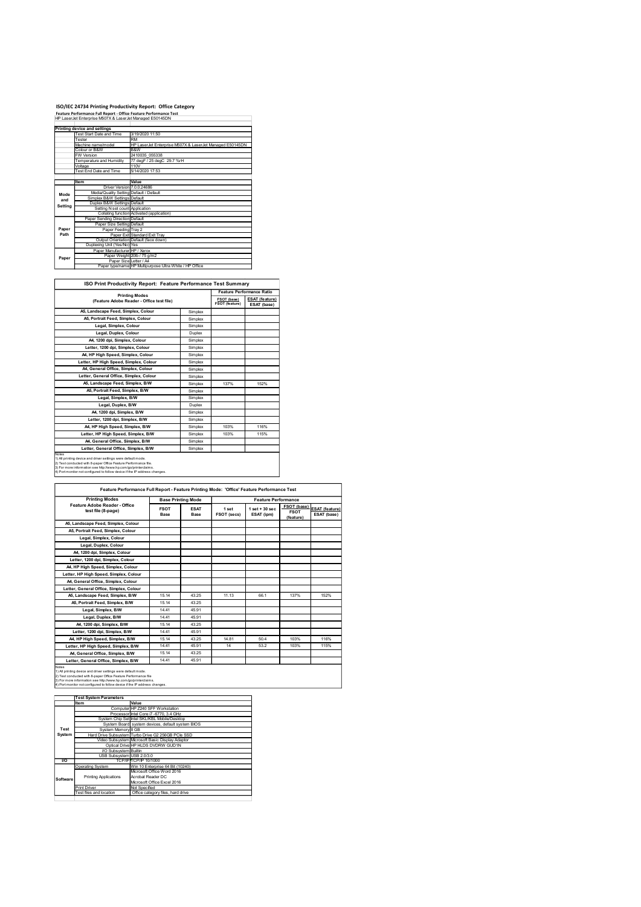# ISO/IEC 24734 Printing Productivity Report: Office Category

**Feature Performance Full Report - Office Feature Performance Test**

HP LaserJet Enterprise M507X & LaserJet Managed E50145DN

| Printing device and settings | | |
|---|---|---|
| | Test Start Date and Time | 3/19/2020 11:50 |
| | Tester | RM |
| | Machine name/model | HP LaserJet Enterprise M507X & LaserJet Managed E50145DN |
| | Colour or B&W | B&W |
| | FW Version | 2410035_055338 |
| | Temperature and Humidity | 77 degF / 25 degC 29.7 %rH |
| | Voltage | 110V |
| | Test End Date and Time | 5/14/2020 17:53 |

| | Item | Value |
|---|---|---|
| Mode and Setting | Driver Version | 7.0.0.24696 |
| | Media/Quality Setting | Default / Default |
| | Simplex B&W Settings | Default |
| | Duplex B&W Settings | Default |
| | Setting N set count | Application |
| | Collating function | Activated (application) |
| Paper Path | Paper Sending Direction | Default |
| | Paper Size Setting | Default |
| | Paper Feeding | Tray 2 |
| | Paper Exit | Standard Exit Tray |
| | Output Orientation | Default (face down) |
| | Duplexing Unit (Yes/No) | Yes |
| Paper | Paper Manufacturer | HP / Xerox |
| | Paper Weight | 20lb / 75 g/m2 |
| | Paper Size | Letter / A4 |
| | Paper type/name | HP Multipurpose Ultra White / HP Office |

## ISO Print Productivity Report: Feature Performance Test Summary

| Printing Modes (Feature Adobe Reader - Office test file) | | Feature Performance Ratio FSOT (base) / FSOT (feature) | ESAT (feature) / ESAT (base) |
|---|---|---|---|
| A5, Landscape Feed, Simplex, Colour | Simplex | | |
| A5, Portrait Feed, Simplex, Colour | Simplex | | |
| Legal, Simplex, Colour | Simplex | | |
| Legal, Duplex, Colour | Duplex | | |
| A4, 1200 dpi, Simplex, Colour | Simplex | | |
| Letter, 1200 dpi, Simplex, Colour | Simplex | | |
| A4, HP High Speed, Simplex, Colour | Simplex | | |
| Letter, HP High Speed, Simplex, Colour | Simplex | | |
| A4, General Office, Simplex, Colour | Simplex | | |
| Letter, General Office, Simplex, Colour | Simplex | | |
| A5, Landscape Feed, Simplex, B/W | Simplex | 137% | 152% |
| A5, Portrait Feed, Simplex, B/W | Simplex | | |
| Legal, Simplex, B/W | Simplex | | |
| Legal, Duplex, B/W | Duplex | | |
| A4, 1200 dpi, Simplex, B/W | Simplex | | |
| Letter, 1200 dpi, Simplex, B/W | Simplex | | |
| A4, HP High Speed, Simplex, B/W | Simplex | 103% | 116% |
| Letter, HP High Speed, Simplex, B/W | Simplex | 103% | 115% |
| A4, General Office, Simplex, B/W | Simplex | | |
| Letter, General Office, Simplex, B/W | Simplex | | |

Notes
1) All printing device and driver settings were default mode.
2) Test conducted with 8-paper Office Feature Performance file.
3) For more information see http://www.hp.com/go/printerclaims.
4) Port monitor not configured to follow device if the IP address changes.

## Feature Performance Full Report - Feature Printing Mode: 'Office' Feature Performance Test

| Printing Modes Feature Adobe Reader - Office test file (8-page) | Base Printing Mode FSOT Base | ESAT Base | Feature Performance 1 set FSOT (secs) | 1 set + 30 sec ESAT (ipm) | FSOT (base) / FSOT (feature) | ESAT (feature) / ESAT (base) |
|---|---|---|---|---|---|---|
| A5, Landscape Feed, Simplex, Colour | | | | | | |
| A5, Portrait Feed, Simplex, Colour | | | | | | |
| Legal, Simplex, Colour | | | | | | |
| Legal, Duplex, Colour | | | | | | |
| A4, 1200 dpi, Simplex, Colour | | | | | | |
| Letter, 1200 dpi, Simplex, Colour | | | | | | |
| A4, HP High Speed, Simplex, Colour | | | | | | |
| Letter, HP High Speed, Simplex, Colour | | | | | | |
| A4, General Office, Simplex, Colour | | | | | | |
| Letter, General Office, Simplex, Colour | | | | | | |
| A5, Landscape Feed, Simplex, B/W | 15.14 | 43.25 | 11.13 | 66.1 | 137% | 152% |
| A5, Portrait Feed, Simplex, B/W | 15.14 | 43.25 | | | | |
| Legal, Simplex, B/W | 14.41 | 45.91 | | | | |
| Legal, Duplex, B/W | 14.41 | 45.91 | | | | |
| A4, 1200 dpi, Simplex, B/W | 15.14 | 43.25 | | | | |
| Letter, 1200 dpi, Simplex, B/W | 14.41 | 45.91 | | | | |
| A4, HP High Speed, Simplex, B/W | 15.14 | 43.25 | 14.81 | 50.4 | 103% | 116% |
| Letter, HP High Speed, Simplex, B/W | 14.41 | 45.91 | 14 | 53.2 | 103% | 115% |
| A4, General Office, Simplex, B/W | 15.14 | 43.25 | | | | |
| Letter, General Office, Simplex, B/W | 14.41 | 45.91 | | | | |

Notes
1) All printing device and driver settings were default mode.
2) Test conducted with 8-paper Office Feature Performance file
3) For more information see http://www.hp.com/go/printerclaims.
4) Port monitor not configured to follow device if the IP address changes.

| Test System Parameters | | |
|---|---|---|
| | Item | Value |
| Test System | Computer | HP Z240 SFF Workstation |
| | Processor | Intel Core i7 -6770, 3.4 GHz |
| | System Chip Set | Intel SKL/KBL Mobile/Desktop |
| | System Board | system devices, default system BIOS |
| | System Memory | 8 GB |
| | Hard Drive Subsystem | Turbo Drive G2 256GB PCIe SSD |
| | Video Subsystem | Microsoft Basic Display Adaptor |
| | Optical Drive | HP HLDS DVDRW GUD1N |
| | I/O Subsystem | Builtin |
| | USB Subsystem | USB 2.0/3.0 |
| I/O | TCP/IP | TCP/IP 10/1000 |
| Software | Operating System | Win 10 Enterprise 64 Bit (10240) |
| | Printing Applications | Microsoft Office Word 2016<br>Acrobat Reader DC<br>Microsoft Office Excel 2016 |
| | Print Driver | Not Specified |
| | Test files and location | Office category files, hard drive |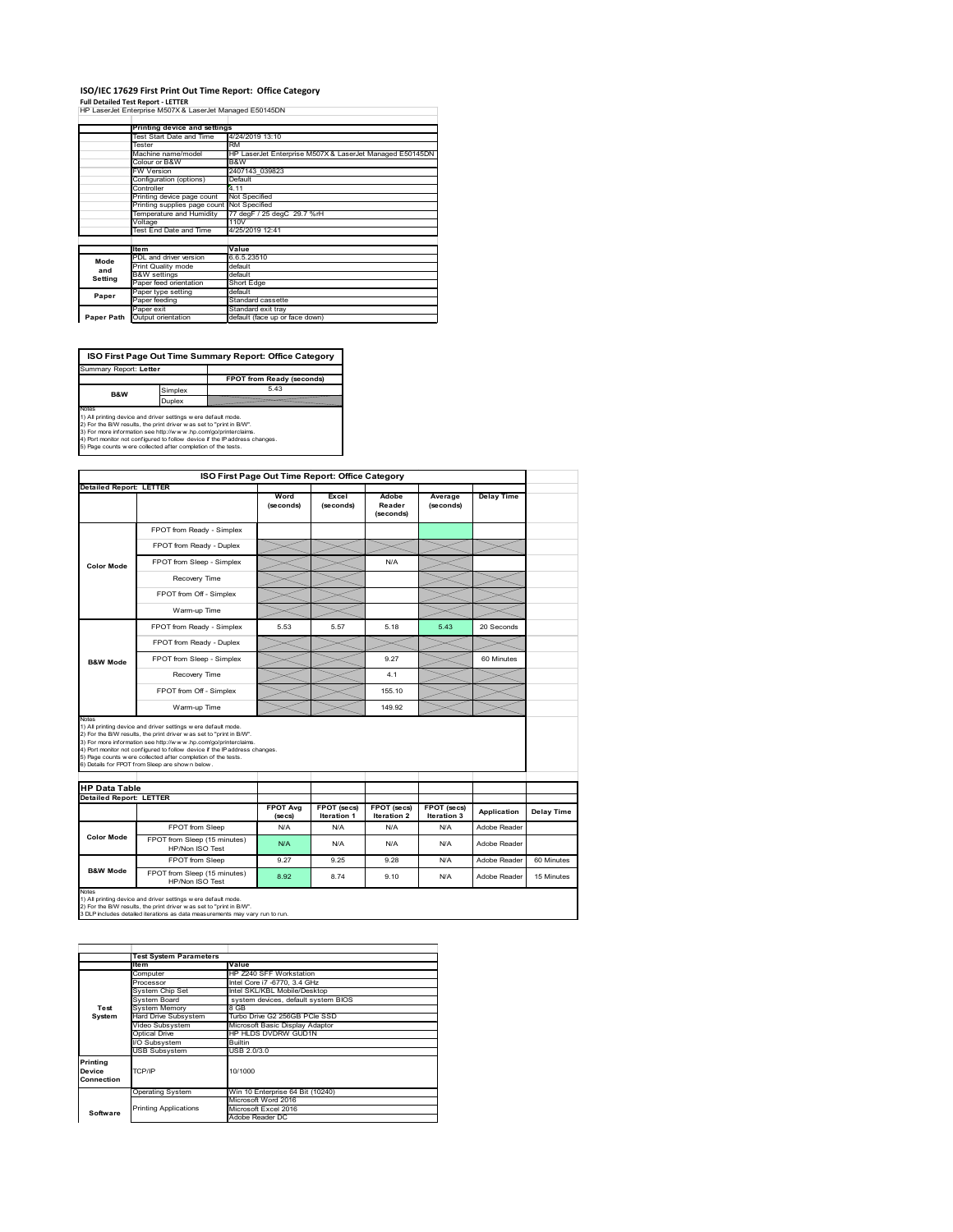# ISO/IEC 17629 First Print Out Time Report: Office Category

**Full Detailed Test Report - LETTER**

HP LaserJet Enterprise M507X & LaserJet Managed E50145DN

| | Printing device and settings | |
|---|---|---|
| | Test Start Date and Time | 4/24/2019 13:10 |
| | Tester | RM |
| | Machine name/model | HP LaserJet Enterprise M507X & LaserJet Managed E50145DN |
| | Colour or B&W | B&W |
| | FW Version | 2407143_039823 |
| | Configuration (options) | Default |
| | Controller | 4.11 |
| | Printing device page count | Not Specified |
| | Printing supplies page count | Not Specified |
| | Temperature and Humidity | 77 degF / 25 degC 29.7 %rH |
| | Voltage | 110V |
| | Test End Date and Time | 4/25/2019 12:41 |

| | Item | Value |
|---|---|---|
| Mode and Setting | PDL and driver version | 6.6.5.23510 |
| | Print Quality mode | default |
| | B&W settings | default |
| | Paper feed orientation | Short Edge |
| Paper | Paper type setting | default |
| | Paper feeding | Standard cassette |
| | Paper exit | Standard exit tray |
| Paper Path | Output orientation | default (face up or face down) |

## ISO First Page Out Time Summary Report: Office Category

Summary Report: **Letter**

| | | FPOT from Ready (seconds) |
|---|---|---|
| B&W | Simplex | 5.43 |
| | Duplex | |

Notes
1) All printing device and driver settings were default mode.
2) For the B/W results, the print driver was set to "print in B/W".
3) For more information see http://www.hp.com/go/printerclaims.
4) Port monitor not configured to follow device if the IP address changes.
5) Page counts were collected after completion of the tests.

## ISO First Page Out Time Report: Office Category

**Detailed Report: LETTER**

| | | Word (seconds) | Excel (seconds) | Adobe Reader (seconds) | Average (seconds) | Delay Time |
|---|---|---|---|---|---|---|
| Color Mode | FPOT from Ready - Simplex | | | | | |
| | FPOT from Ready - Duplex | | | | | |
| | FPOT from Sleep - Simplex | | | N/A | | |
| | Recovery Time | | | | | |
| | FPOT from Off - Simplex | | | | | |
| | Warm-up Time | | | | | |
| B&W Mode | FPOT from Ready - Simplex | 5.53 | 5.57 | 5.18 | 5.43 | 20 Seconds |
| | FPOT from Ready - Duplex | | | | | |
| | FPOT from Sleep - Simplex | | | 9.27 | | 60 Minutes |
| | Recovery Time | | | 4.1 | | |
| | FPOT from Off - Simplex | | | 155.10 | | |
| | Warm-up Time | | | 149.92 | | |

Notes
1) All printing device and driver settings were default mode.
2) For the B/W results, the print driver was set to "print in B/W".
3) For more information see http://www.hp.com/go/printerclaims.
4) Port monitor not configured to follow device if the IP address changes.
5) Page counts were collected after completion of the tests.
6) Details for FPOT from Sleep are shown below.

## HP Data Table

**Detailed Report: LETTER**

| | | FPOT Avg (secs) | FPOT (secs) Iteration 1 | FPOT (secs) Iteration 2 | FPOT (secs) Iteration 3 | Application | Delay Time |
|---|---|---|---|---|---|---|---|
| Color Mode | FPOT from Sleep | N/A | N/A | N/A | N/A | Adobe Reader | |
| | FPOT from Sleep (15 minutes) HP/Non ISO Test | N/A | N/A | N/A | N/A | Adobe Reader | |
| B&W Mode | FPOT from Sleep | 9.27 | 9.25 | 9.28 | N/A | Adobe Reader | 60 Minutes |
| | FPOT from Sleep (15 minutes) HP/Non ISO Test | 8.92 | 8.74 | 9.10 | N/A | Adobe Reader | 15 Minutes |

Notes
1) All printing device and driver settings were default mode.
2) For the B/W results, the print driver was set to "print in B/W".
3 DLP includes detailed iterations as data measurements may vary run to run.

| | Test System Parameters | |
|---|---|---|
| | Item | Value |
| Test System | Computer | HP Z240 SFF Workstation |
| | Processor | Intel Core i7 -6770, 3.4 GHz |
| | System Chip Set | Intel SKL/KBL Mobile/Desktop |
| | System Board | system devices, default system BIOS |
| | System Memory | 8 GB |
| | Hard Drive Subsystem | Turbo Drive G2 256GB PCIe SSD |
| | Video Subsystem | Microsoft Basic Display Adaptor |
| | Optical Drive | HP HLDS DVDRW GUD1N |
| | I/O Subsystem | Builtin |
| | USB Subsystem | USB 2.0/3.0 |
| Printing Device Connection | TCP/IP | 10/1000 |
| Software | Operating System | Win 10 Enterprise 64 Bit (10240) |
| | Printing Applications | Microsoft Word 2016 |
| | | Microsoft Excel 2016 |
| | | Adobe Reader DC |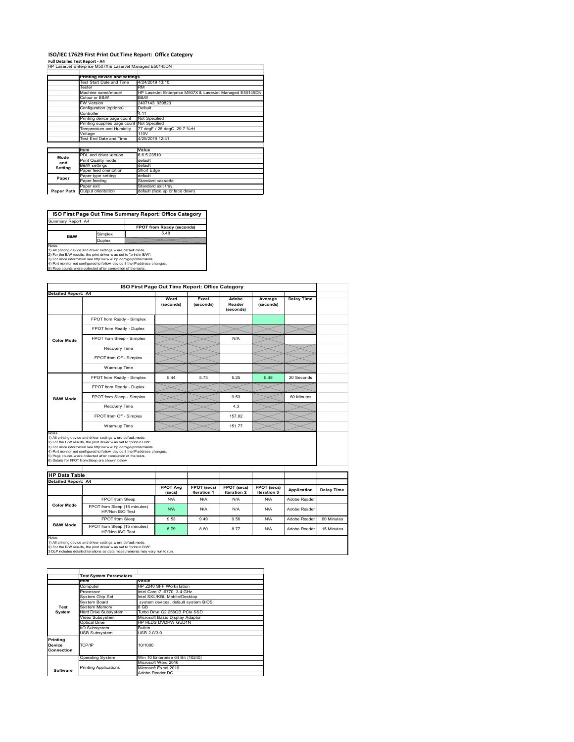# ISO/IEC 17629 First Print Out Time Report: Office Category

**Full Detailed Test Report - A4**

HP LaserJet Enterprise M507X & LaserJet Managed E50145DN

| | Printing device and settings | |
|---|---|---|
| | Test Start Date and Time | 4/24/2019 13:10 |
| | Tester | RM |
| | Machine name/model | HP LaserJet Enterprise M507X & LaserJet Managed E50145DN |
| | Colour or B&W | B&W |
| | FW Version | 2407143_039823 |
| | Configuration (options) | Default |
| | Controller | 4.11 |
| | Printing device page count | Not Specified |
| | Printing supplies page count | Not Specified |
| | Temperature and Humidity | 77 degF / 25 degC 29.7 %rH |
| | Voltage | 110V |
| | Test End Date and Time | 4/25/2019 12:41 |

| | Item | Value |
|---|---|---|
| Mode and Setting | PDL and driver version | 6.6.5.23510 |
| | Print Quality mode | default |
| | B&W settings | default |
| | Paper feed orientation | Short Edge |
| Paper | Paper type setting | default |
| | Paper feeding | Standard cassette |
| | Paper exit | Standard exit tray |
| Paper Path | Output orientation | default (face up or face down) |

## ISO First Page Out Time Summary Report: Office Category

| Summary Report: A4 | | |
|---|---|---|
| | | FPOT from Ready (seconds) |
| B&W | Simplex | 5.48 |
| | Duplex | |

Notes
1) All printing device and driver settings were default mode.
2) For the B/W results, the print driver was set to "print in B/W".
3) For more information see http://www.hp.com/go/printerclaims.
4) Port monitor not configured to follow device if the IP address changes.
5) Page counts were collected after completion of the tests.

## ISO First Page Out Time Report: Office Category

| Detailed Report: A4 | | Word (seconds) | Excel (seconds) | Adobe Reader (seconds) | Average (seconds) | Delay Time |
|---|---|---|---|---|---|---|
| Color Mode | FPOT from Ready - Simplex | | | | | |
| | FPOT from Ready - Duplex | | | | | |
| | FPOT from Sleep - Simplex | | | N/A | | |
| | Recovery Time | | | | | |
| | FPOT from Off - Simplex | | | | | |
| | Warm-up Time | | | | | |
| B&W Mode | FPOT from Ready - Simplex | 5.44 | 5.73 | 5.25 | 5.48 | 20 Seconds |
| | FPOT from Ready - Duplex | | | | | |
| | FPOT from Sleep - Simplex | | | 9.53 | | 60 Minutes |
| | Recovery Time | | | 4.3 | | |
| | FPOT from Off - Simplex | | | 157.02 | | |
| | Warm-up Time | | | 151.77 | | |

Notes
1) All printing device and driver settings were default mode.
2) For the B/W results, the print driver was set to "print in B/W".
3) For more information see http://www.hp.com/go/printerclaims.
4) Port monitor not configured to follow device if the IP address changes.
5) Page counts were collected after completion of the tests.
6) Details for FPOT from Sleep are shown below.

## HP Data Table

| Detailed Report: A4 | | FPOT Avg (secs) | FPOT (secs) Iteration 1 | FPOT (secs) Iteration 2 | FPOT (secs) Iteration 3 | Application | Delay Time |
|---|---|---|---|---|---|---|---|
| Color Mode | FPOT from Sleep | N/A | N/A | N/A | N/A | Adobe Reader | |
| | FPOT from Sleep (15 minutes) HP/Non ISO Test | N/A | N/A | N/A | N/A | Adobe Reader | |
| B&W Mode | FPOT from Sleep | 9.53 | 9.49 | 9.56 | N/A | Adobe Reader | 60 Minutes |
| | FPOT from Sleep (15 minutes) HP/Non ISO Test | 8.79 | 8.80 | 8.77 | N/A | Adobe Reader | 15 Minutes |

Notes
1) All printing device and driver settings were default mode.
2) For the B/W results, the print driver was set to "print in B/W".
3 DLP includes detailed iterations as data measurements may vary run to run.

| | Test System Parameters | |
|---|---|---|
| | Item | Value |
| Test System | Computer | HP Z240 SFF Workstation |
| | Processor | Intel Core i7 -6770, 3.4 GHz |
| | System Chip Set | Intel SKL/KBL Mobile/Desktop |
| | System Board | system devices, default system BIOS |
| | System Memory | 8 GB |
| | Hard Drive Subsystem | Turbo Drive G2 256GB PCIe SSD |
| | Video Subsystem | Microsoft Basic Display Adaptor |
| | Optical Drive | HP HLDS DVDRW GUD1N |
| | I/O Subsystem | Builtin |
| | USB Subsystem | USB 2.0/3.0 |
| Printing Device Connection | TCP/IP | 10/1000 |
| Software | Operating System | Win 10 Enterprise 64 Bit (10240) |
| | Printing Applications | Microsoft Word 2016 |
| | | Microsoft Excel 2016 |
| | | Adobe Reader DC |